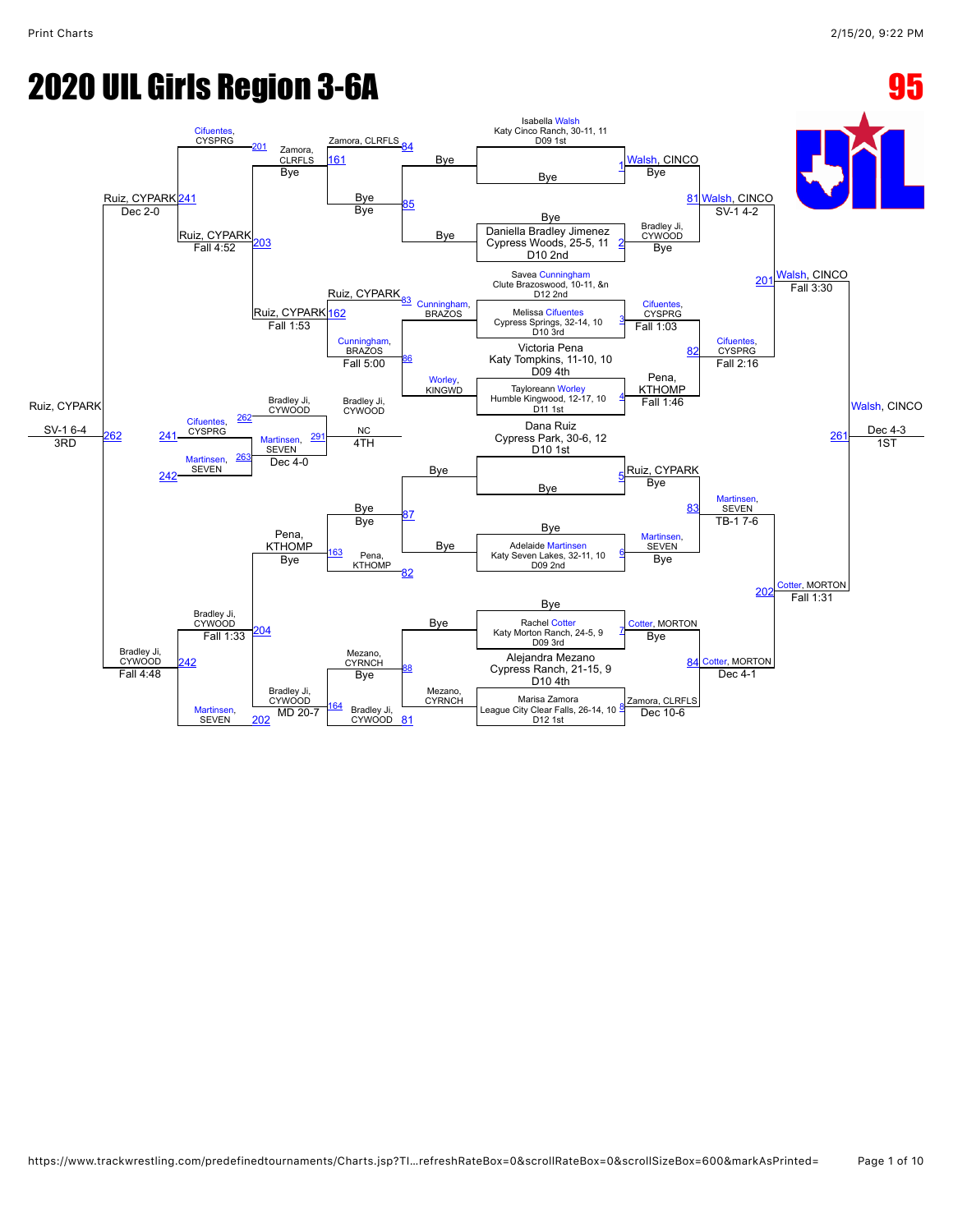# 2020 UIL Girls Region 3-6A

**95**

## Championship Bracket

### Seeds

1. Isabella Walsh — Katy Cinco Ranch, 30-11, 11 — D09 1st
2. Daniella Bradley Jimenez — Cypress Woods, 25-5, 11 — D10 2nd
3. Melissa Cifuentes — Cypress Springs, 32-14, 10 — D10 3rd
4. Tayloreann Worley — Humble Kingwood, 12-17, 10 — D11 1st
5. Dana Ruiz — Cypress Park, 30-6, 12 — D10 1st
6. Adelaide Martinsen — Katy Seven Lakes, 32-11, 10 — D09 2nd
7. Rachel Cotter — Katy Morton Ranch, 24-5, 9 — D09 3rd
8. Marisa Zamora — League City Clear Falls, 26-14, 10 — D12 1st

Other entrants:
- Savea Cunningham — Clute Brazoswood, 10-11, &n — D12 2nd
- Victoria Pena — Katy Tompkins, 11-10, 10 — D09 4th
- Alejandra Mezano — Cypress Ranch, 21-15, 9 — D10 4th

### First Round

| Match | Top | Bottom | Winner | Result |
|---|---|---|---|---|
| 1 | Isabella Walsh | Bye | Walsh, CINCO | Bye |
| 2 | Bye | Daniella Bradley Jimenez | Bradley Ji, CYWOOD | Bye |
| 3 | Savea Cunningham | Melissa Cifuentes | Cifuentes, CYSPRG | Fall 1:03 |
| 4 | Victoria Pena | Tayloreann Worley | Pena, KTHOMP | Fall 1:46 |
| 5 | Dana Ruiz | Bye | Ruiz, CYPARK | Bye |
| 6 | Bye | Adelaide Martinsen | Martinsen, SEVEN | Bye |
| 7 | Bye | Rachel Cotter | Cotter, MORTON | Bye |
| 8 | Alejandra Mezano | Marisa Zamora | Zamora, CLRFLS | Dec 10-6 |

### Quarterfinals

| Match | Winner | Result |
|---|---|---|
| 81 | Walsh, CINCO | SV-1 4-2 |
| 82 | Cifuentes, CYSPRG | Fall 2:16 |
| 83 | Martinsen, SEVEN | TB-1 7-6 |
| 84 | Cotter, MORTON | Dec 4-1 |

### Semifinals

| Match | Winner | Result |
|---|---|---|
| 201 | Walsh, CINCO | Fall 3:30 |
| 202 | Cotter, MORTON | Fall 1:31 |

### Final

| Match | Winner | Result | Place |
|---|---|---|---|
| 261 | Walsh, CINCO | Dec 4-3 | 1ST |

## Consolation Bracket

### Consolation Round 1

| Match | Top | Bottom | Winner | Result |
|---|---|---|---|---|
| 85 | Bye | Bye | Bye | Bye |
| 86 | Cunningham, BRAZOS | Worley, KINGWD | Cunningham, BRAZOS | Fall 5:00 |
| 87 | Bye | Bye | Bye | Bye |
| 88 | Mezano, CYRNCH | Bye | Mezano, CYRNCH | Bye |

### Consolation Round 2

| Match | Top | Bottom | Winner | Result |
|---|---|---|---|---|
| 161 | Zamora, CLRFLS (from 84) | Bye | Zamora, CLRFLS | Bye |
| 162 | Ruiz, CYPARK (from 83) | Cunningham, BRAZOS | Ruiz, CYPARK | Fall 1:53 |
| 163 | Bye | Pena, KTHOMP (from 82) | Pena, KTHOMP | Bye |
| 164 | Mezano, CYRNCH | Bradley Ji, CYWOOD (from 81) | Bradley Ji, CYWOOD | MD 20-7 |

### Consolation Round 3

| Match | Top | Bottom | Winner | Result |
|---|---|---|---|---|
| 203 | Zamora, CLRFLS | Ruiz, CYPARK | Ruiz, CYPARK | Fall 4:52 |
| 204 | Pena, KTHOMP | Bradley Ji, CYWOOD | Bradley Ji, CYWOOD | Fall 1:33 |

### Consolation Semifinals

| Match | Top | Bottom | Winner | Result |
|---|---|---|---|---|
| 241 | Cifuentes, CYSPRG (from 201) | Ruiz, CYPARK | Ruiz, CYPARK | Dec 2-0 |
| 242 | Bradley Ji, CYWOOD | Martinsen, SEVEN (from 202) | Bradley Ji, CYWOOD | Fall 4:48 |

### 3rd Place

| Match | Top | Bottom | Winner | Result | Place |
|---|---|---|---|---|---|
| 262 | Ruiz, CYPARK | Bradley Ji, CYWOOD | Ruiz, CYPARK | SV-1 6-4 | 3RD |

### 5th Place

| Match | Top | Bottom | Winner | Result |
|---|---|---|---|---|
| 263 | Cifuentes, CYSPRG (241) | Martinsen, SEVEN (242) | Martinsen, SEVEN | Dec 4-0 |

### 7th Place

| Match | Top | Bottom | Result | Place |
|---|---|---|---|---|
| 291 | Bradley Ji, CYWOOD (262) | Martinsen, SEVEN | NC | 4TH |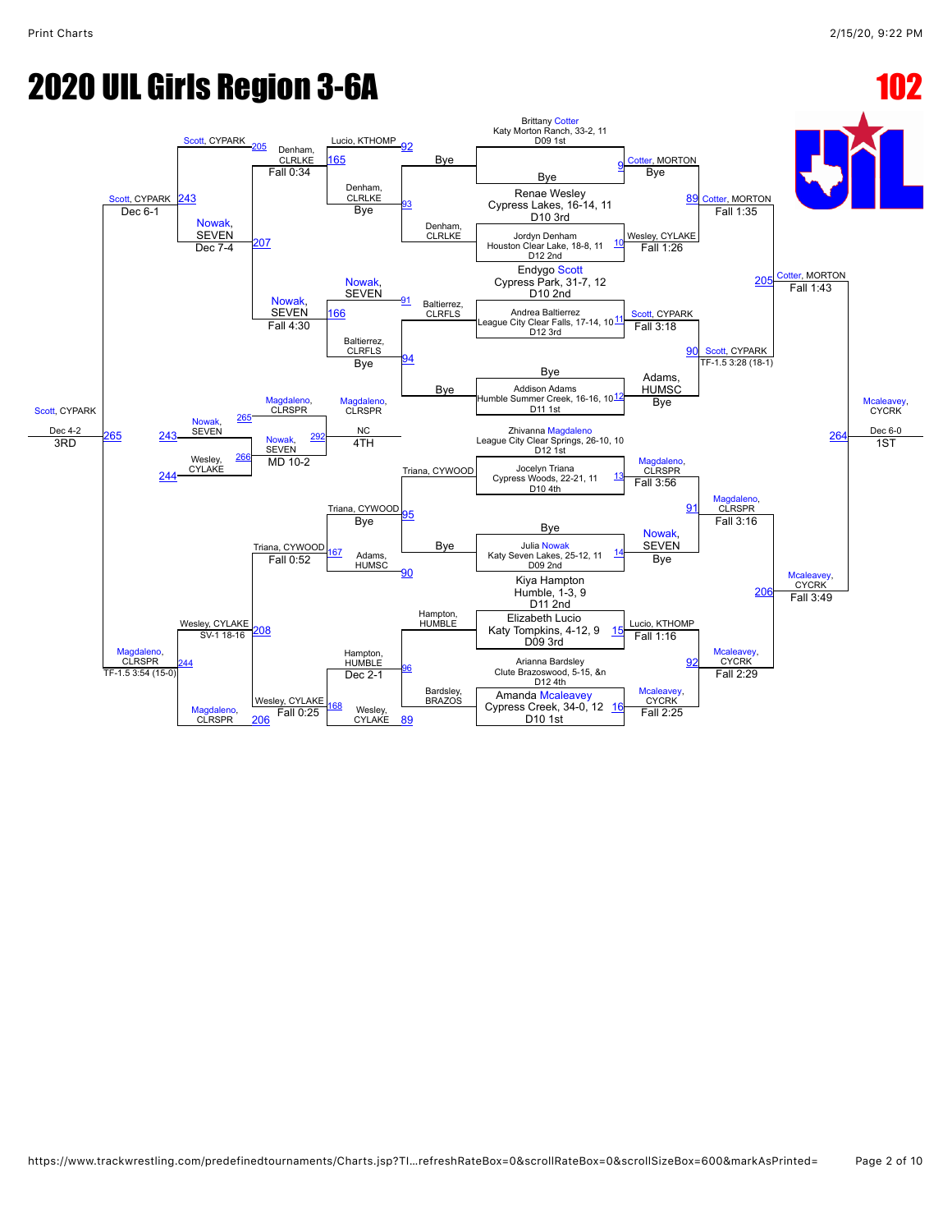# 2020 UIL Girls Region 3-6A

**102**

## Championship Bracket

### First Round

| Match | Wrestler | Result |
|---|---|---|
| 9 | Brittany Cotter, Katy Morton Ranch, 33-2, 11, D09 1st vs Bye | Cotter, MORTON — Bye |
| 10 | Renae Wesley, Cypress Lakes, 16-14, 11, D10 3rd vs Jordyn Denham, Houston Clear Lake, 18-8, 11, D12 2nd | Wesley, CYLAKE — Fall 1:26 |
| 11 | Endygo Scott, Cypress Park, 31-7, 12, D10 2nd vs Andrea Baltierrez, League City Clear Falls, 17-14, 10, D12 3rd | Scott, CYPARK — Fall 3:18 |
| 12 | Bye vs Addison Adams, Humble Summer Creek, 16-16, 10, D11 1st | Adams, HUMSC — Bye |
| 13 | Zhivanna Magdaleno, League City Clear Springs, 26-10, 10, D12 1st vs Jocelyn Triana, Cypress Woods, 22-21, 11, D10 4th | Magdaleno, CLRSPR — Fall 3:56 |
| 14 | Bye vs Julia Nowak, Katy Seven Lakes, 25-12, 11, D09 2nd | Nowak, SEVEN — Bye |
| 15 | Kiya Hampton, Humble, 1-3, 9, D11 2nd vs Elizabeth Lucio, Katy Tompkins, 4-12, 9, D09 3rd | Lucio, KTHOMP — Fall 1:16 |
| 16 | Arianna Bardsley, Clute Brazoswood, 5-15, &n, D12 4th vs Amanda Mcaleavey, Cypress Creek, 34-0, 12, D10 1st | Mcaleavey, CYCRK — Fall 2:25 |

### Quarterfinals

| Match | Wrestlers | Result |
|---|---|---|
| 89 | Cotter, MORTON vs Wesley, CYLAKE | Cotter, MORTON — Fall 1:35 |
| 90 | Scott, CYPARK vs Adams, HUMSC | Scott, CYPARK — TF-1.5 3:28 (18-1) |
| 91 | Magdaleno, CLRSPR vs Nowak, SEVEN | Magdaleno, CLRSPR — Fall 3:16 |
| 92 | Lucio, KTHOMP vs Mcaleavey, CYCRK | Mcaleavey, CYCRK — Fall 2:29 |

### Semifinals

| Match | Wrestlers | Result |
|---|---|---|
| 205 | Cotter, MORTON vs Scott, CYPARK | Cotter, MORTON — Fall 1:43 |
| 206 | Magdaleno, CLRSPR vs Mcaleavey, CYCRK | Mcaleavey, CYCRK — Fall 3:49 |

### 1st Place

| Match | Result |
|---|---|
| 264 | Mcaleavey, CYCRK — Dec 6-0 — 1ST |

## Consolation Bracket

### Consolation Round 1

| Match | Wrestlers | Result |
|---|---|---|
| 93 | Bye vs Denham, CLRLKE | Denham, CLRLKE — Bye |
| 94 | Baltierrez, CLRFLS vs Bye | Baltierrez, CLRFLS — Bye |
| 95 | Triana, CYWOOD vs Bye | Triana, CYWOOD — Bye |
| 96 | Hampton, HUMBLE vs Bardsley, BRAZOS | Hampton, HUMBLE — Dec 2-1 |

### Consolation Round 2

| Match | Wrestlers | Result |
|---|---|---|
| 165 | Lucio, KTHOMP vs Denham, CLRLKE | Denham, CLRLKE — Fall 0:34 |
| 166 | Nowak, SEVEN vs Baltierrez, CLRFLS | Nowak, SEVEN — Fall 4:30 |
| 167 | Triana, CYWOOD vs Adams, HUMSC | Triana, CYWOOD — Fall 0:52 |
| 168 | Hampton, HUMBLE vs Wesley, CYLAKE | Wesley, CYLAKE — Fall 0:25 |

### Consolation Quarterfinals

| Match | Wrestlers | Result |
|---|---|---|
| 207 | Denham, CLRLKE vs Nowak, SEVEN | Nowak, SEVEN — Dec 7-4 |
| 208 | Triana, CYWOOD vs Wesley, CYLAKE | Wesley, CYLAKE — SV-1 18-16 |

### Consolation Semifinals

| Match | Wrestlers | Result |
|---|---|---|
| 243 | Scott, CYPARK vs Nowak, SEVEN | Scott, CYPARK — Dec 6-1 |
| 244 | Wesley, CYLAKE vs Magdaleno, CLRSPR | Magdaleno, CLRSPR — TF-1.5 3:54 (15-0) |

### 3rd Place

| Match | Result |
|---|---|
| 265 | Scott, CYPARK — Dec 4-2 — 3RD |

### 5th Place

| Match | Result |
|---|---|
| 266 | Nowak, SEVEN vs Wesley, CYLAKE — Nowak, SEVEN |

### 4th Place

| Match | Result |
|---|---|
| 292 | Magdaleno, CLRSPR vs Nowak, SEVEN — Magdaleno, CLRSPR — MD 10-2 — NC — 4TH |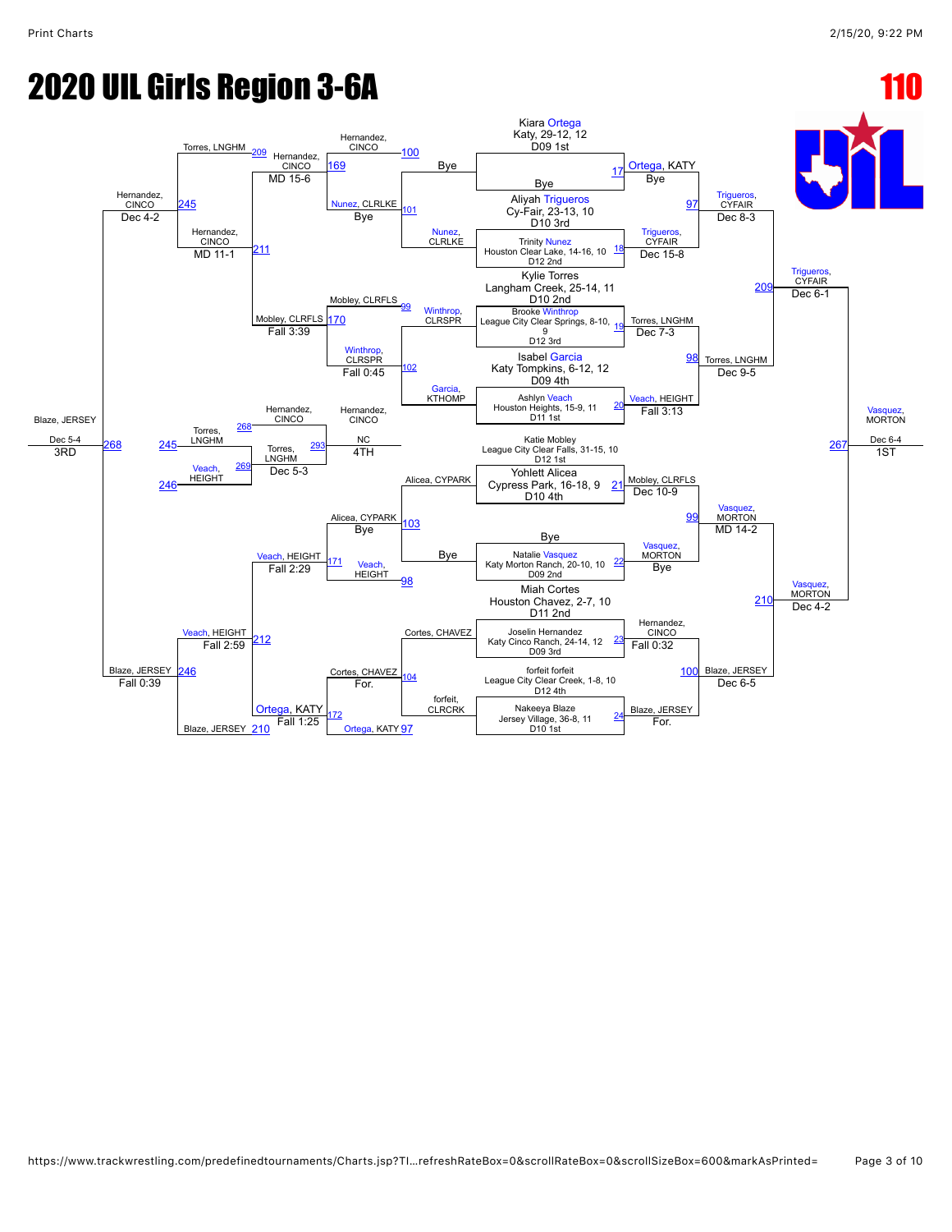# 2020 UIL Girls Region 3-6A

**110**

## Championship Bracket

| Bout | Wrestler | Result |
|---|---|---|
| 17 | Kiara Ortega, Katy, 29-12, 12, D09 1st vs Bye | Ortega, KATY — Bye |
| 18 | Aliyah Trigueros, Cy-Fair, 23-13, 10, D10 3rd vs Trinity Nunez, Houston Clear Lake, 14-16, 10, D12 2nd | Trigueros, CYFAIR — Dec 15-8 |
| 19 | Kylie Torres, Langham Creek, 25-14, 11, D10 2nd vs Brooke Winthrop, League City Clear Springs, 8-10, 9, D12 3rd | Torres, LNGHM — Dec 7-3 |
| 20 | Isabel Garcia, Katy Tompkins, 6-12, 12, D09 4th vs Ashlyn Veach, Houston Heights, 15-9, 11, D11 1st | Veach, HEIGHT — Fall 3:13 |
| 21 | Katie Mobley, League City Clear Falls, 31-15, 10, D12 1st vs Yohlett Alicea, Cypress Park, 16-18, 9, D10 4th | Mobley, CLRFLS — Dec 10-9 |
| 22 | Bye vs Natalie Vasquez, Katy Morton Ranch, 20-10, 10, D09 2nd | Vasquez, MORTON — Bye |
| 23 | Miah Cortes, Houston Chavez, 2-7, 10, D11 2nd vs Joselin Hernandez, Katy Cinco Ranch, 24-14, 12, D09 3rd | Hernandez, CINCO — Fall 0:32 |
| 24 | forfeit forfeit, League City Clear Creek, 1-8, 10, D12 4th vs Nakeeya Blaze, Jersey Village, 36-8, 11, D10 1st | Blaze, JERSEY — For. |
| 97 | Ortega, KATY vs Trigueros, CYFAIR | Trigueros, CYFAIR — Dec 8-3 |
| 98 | Torres, LNGHM vs Veach, HEIGHT | Torres, LNGHM — Dec 9-5 |
| 99 | Mobley, CLRFLS vs Vasquez, MORTON | Vasquez, MORTON — MD 14-2 |
| 100 | Hernandez, CINCO vs Blaze, JERSEY | Blaze, JERSEY — Dec 6-5 |
| 209 | Trigueros, CYFAIR vs Torres, LNGHM | Trigueros, CYFAIR — Dec 6-1 |
| 210 | Vasquez, MORTON vs Blaze, JERSEY | Vasquez, MORTON — Dec 4-2 |
| 267 | Trigueros, CYFAIR vs Vasquez, MORTON | Vasquez, MORTON — Dec 6-4 — **1ST** |

## Consolation Bracket

| Bout | Wrestler | Result |
|---|---|---|
| 101 | Bye vs Nunez, CLRLKE | Nunez, CLRLKE — Bye |
| 102 | Winthrop, CLRSPR vs Garcia, KTHOMP | Winthrop, CLRSPR — Fall 0:45 |
| 103 | Alicea, CYPARK vs Bye | Alicea, CYPARK — Bye |
| 104 | Cortes, CHAVEZ vs forfeit, CLRCRK | Cortes, CHAVEZ — For. |
| 169 | Hernandez, CINCO vs Nunez, CLRLKE | Hernandez, CINCO — MD 15-6 |
| 170 | Mobley, CLRFLS vs Winthrop, CLRSPR | Mobley, CLRFLS — Fall 3:39 |
| 171 | Veach, HEIGHT vs Alicea, CYPARK | Veach, HEIGHT — Fall 2:29 |
| 172 | Ortega, KATY vs Cortes, CHAVEZ | Ortega, KATY — Fall 1:25 |
| 211 | Hernandez, CINCO vs Mobley, CLRFLS | Hernandez, CINCO — MD 11-1 |
| 212 | Veach, HEIGHT vs Ortega, KATY | Veach, HEIGHT — Fall 2:59 |
| 245 | Torres, LNGHM vs Hernandez, CINCO | Hernandez, CINCO — Dec 4-2 |
| 246 | Veach, HEIGHT vs Blaze, JERSEY | Blaze, JERSEY — Fall 0:39 |
| 268 | Hernandez, CINCO vs Blaze, JERSEY | Blaze, JERSEY — Dec 5-4 — **3RD** |
| 269 | Torres, LNGHM vs Veach, HEIGHT | Torres, LNGHM — Dec 5-3 |
| 293 | Hernandez, CINCO vs Torres, LNGHM | Hernandez, CINCO — NC — **4TH** |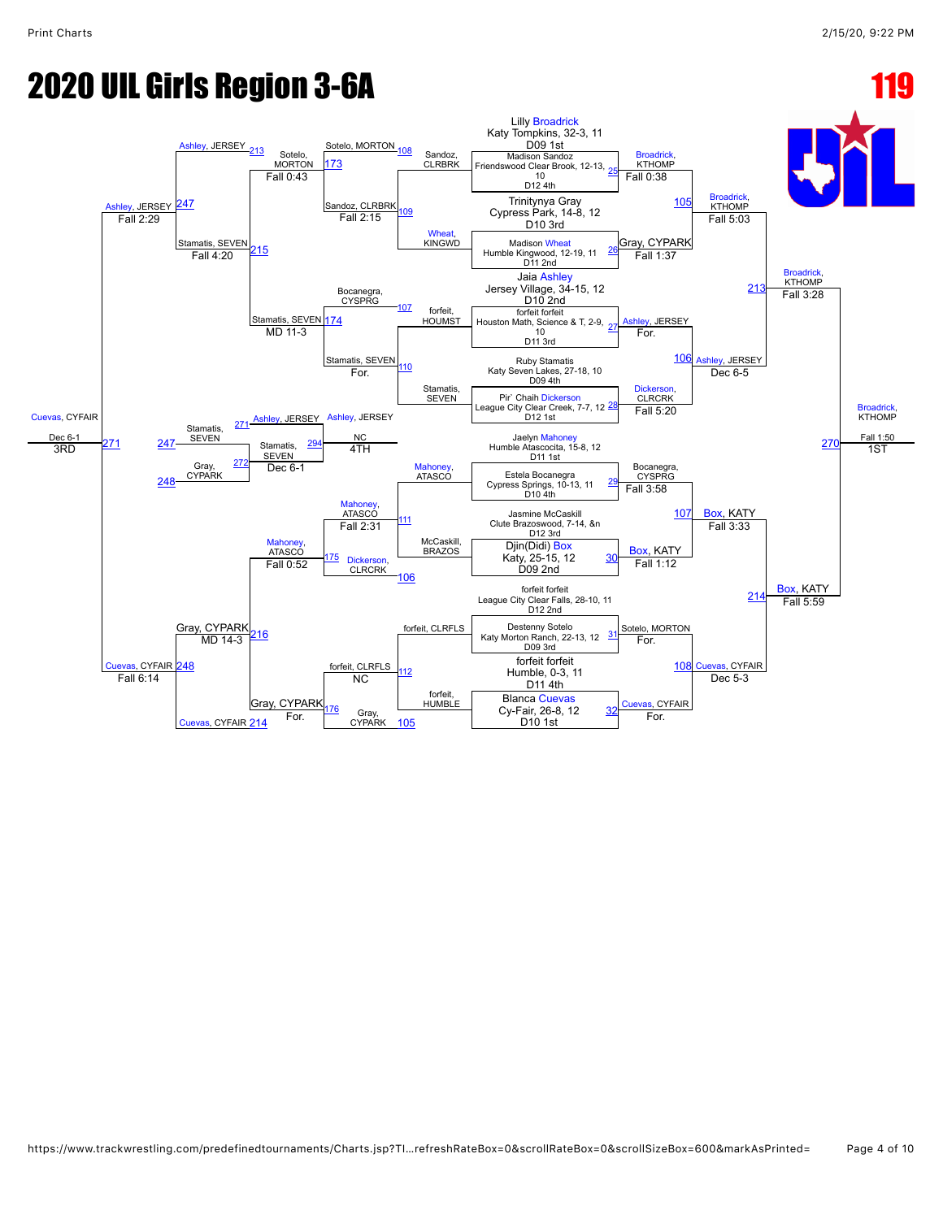# 2020 UIL Girls Region 3-6A

**119**

## Championship Bracket – First Round Entries

| Bout | Wrestler |
|---|---|
| 25 | Lilly Broadrick, Katy Tompkins, 32-3, 11, D09 1st |
| 25 | Madison Sandoz, Friendswood Clear Brook, 12-13, 10, D12 4th |
| 26 | Trinitynya Gray, Cypress Park, 14-8, 12, D10 3rd |
| 26 | Madison Wheat, Humble Kingwood, 12-19, 11, D11 2nd |
| 27 | Jaia Ashley, Jersey Village, 34-15, 12, D10 2nd |
| 27 | forfeit forfeit, Houston Math, Science & T, 2-9, 10, D11 3rd |
| 28 | Ruby Stamatis, Katy Seven Lakes, 27-18, 10, D09 4th |
| 28 | Pir` Chaih Dickerson, League City Clear Creek, 7-7, 12, D12 1st |
| 29 | Jaelyn Mahoney, Humble Atascocita, 15-8, 12, D11 1st |
| 29 | Estela Bocanegra, Cypress Springs, 10-13, 11, D10 4th |
| 30 | Jasmine McCaskill, Clute Brazoswood, 7-14, &n, D12 3rd |
| 30 | Djin(Didi) Box, Katy, 25-15, 12, D09 2nd |
| 31 | forfeit forfeit, League City Clear Falls, 28-10, 11, D12 2nd |
| 31 | Destenny Sotelo, Katy Morton Ranch, 22-13, 12, D09 3rd |
| 32 | forfeit forfeit, Humble, 0-3, 11, D11 4th |
| 32 | Blanca Cuevas, Cy-Fair, 26-8, 12, D10 1st |

## Championship Bracket Results

| Bout | Winner | Result |
|---|---|---|
| 25 | Broadrick, KTHOMP | Fall 0:38 |
| 26 | Gray, CYPARK | Fall 1:37 |
| 27 | Ashley, JERSEY | For. |
| 28 | Dickerson, CLRCRK | Fall 5:20 |
| 29 | Bocanegra, CYSPRG | Fall 3:58 |
| 30 | Box, KATY | Fall 1:12 |
| 31 | Sotelo, MORTON | For. |
| 32 | Cuevas, CYFAIR | For. |
| 105 | Broadrick, KTHOMP | Fall 5:03 |
| 106 | Ashley, JERSEY | Dec 6-5 |
| 107 | Box, KATY | Fall 3:33 |
| 108 | Cuevas, CYFAIR | Dec 5-3 |
| 213 | Broadrick, KTHOMP | Fall 3:28 |
| 214 | Box, KATY | Fall 5:59 |
| 270 | Broadrick, KTHOMP | Fall 1:50 — 1ST |

## Consolation Bracket

| Bout | Wrestlers | Winner | Result |
|---|---|---|---|
| 109 | Sandoz, CLRBRK vs. Wheat, KINGWD | Sandoz, CLRBRK | Fall 2:15 |
| 110 | forfeit, HOUMST vs. Stamatis, SEVEN | Stamatis, SEVEN | For. |
| 111 | Mahoney, ATASCO vs. McCaskill, BRAZOS | Mahoney, ATASCO | Fall 2:31 |
| 112 | forfeit, CLRFLS vs. forfeit, HUMBLE | forfeit, CLRFLS | NC |
| 173 | Sotelo, MORTON vs. Sandoz, CLRBRK | Sotelo, MORTON | Fall 0:43 |
| 174 | Bocanegra, CYSPRG vs. Stamatis, SEVEN | Stamatis, SEVEN | MD 11-3 |
| 175 | Mahoney, ATASCO vs. Dickerson, CLRCRK | Mahoney, ATASCO | Fall 0:52 |
| 176 | forfeit, CLRFLS vs. Gray, CYPARK | Gray, CYPARK | For. |
| 215 | Sotelo, MORTON vs. Stamatis, SEVEN | Stamatis, SEVEN | Fall 4:20 |
| 216 | Mahoney, ATASCO vs. Gray, CYPARK | Gray, CYPARK | MD 14-3 |
| 247 | Ashley, JERSEY vs. Stamatis, SEVEN | Ashley, JERSEY | Fall 2:29 |
| 248 | Cuevas, CYFAIR vs. Gray, CYPARK | Cuevas, CYFAIR | Fall 6:14 |
| 271 | Ashley, JERSEY vs. Cuevas, CYFAIR | Cuevas, CYFAIR | Dec 6-1 — 3RD |
| 272 | Stamatis, SEVEN vs. Gray, CYPARK | Stamatis, SEVEN | Dec 6-1 |
| 294 | Ashley, JERSEY vs. Stamatis, SEVEN | Ashley, JERSEY | NC — 4TH |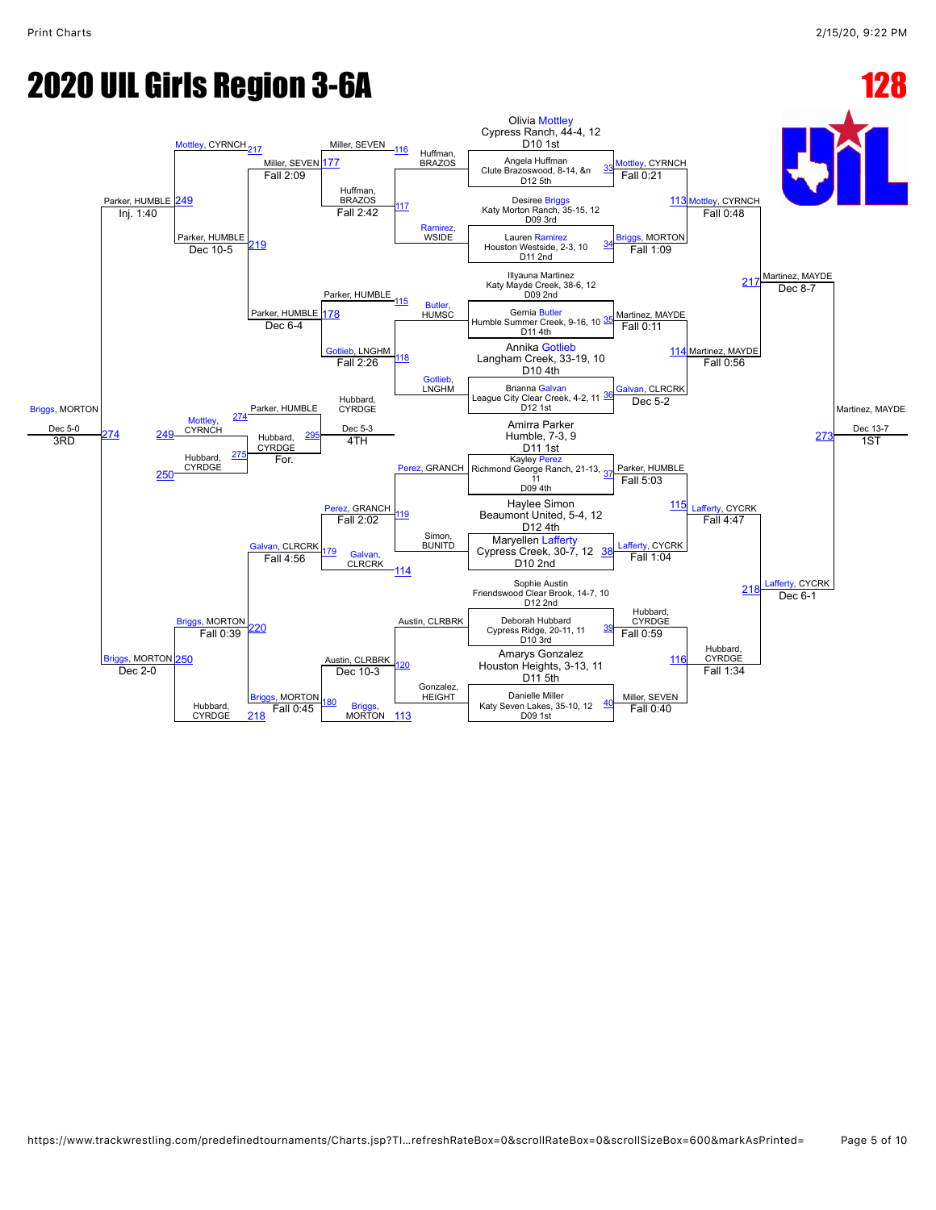# 2020 UIL Girls Region 3-6A

**128**

## Championship Bracket

| Bout | Wrestler | Team / Record |
|---|---|---|
| 33 | Olivia Mottley | Cypress Ranch, 44-4, 12, D10 1st |
| | Angela Huffman | Clute Brazoswood, 8-14, &n, D12 5th |
| 34 | Desiree Briggs | Katy Morton Ranch, 35-15, 12, D09 3rd |
| | Lauren Ramirez | Houston Westside, 2-3, 10, D11 2nd |
| 35 | Illyauna Martinez | Katy Mayde Creek, 38-6, 12, D09 2nd |
| | Gernia Butler | Humble Summer Creek, 9-16, 10, D11 4th |
| 36 | Annika Gotlieb | Langham Creek, 33-19, 10, D10 4th |
| | Brianna Galvan | League City Clear Creek, 4-2, 11, D12 1st |
| 37 | Amirra Parker | Humble, 7-3, 9, D11 1st |
| | Kayley Perez | Richmond George Ranch, 21-13, 11, D09 4th |
| 38 | Haylee Simon | Beaumont United, 5-4, 12, D12 4th |
| | Maryellen Lafferty | Cypress Creek, 30-7, 12, D10 2nd |
| 39 | Sophie Austin | Friendswood Clear Brook, 14-7, 10, D12 2nd |
| | Deborah Hubbard | Cypress Ridge, 20-11, 11, D10 3rd |
| 40 | Amarys Gonzalez | Houston Heights, 3-13, 11, D11 5th |
| | Danielle Miller | Katy Seven Lakes, 35-10, 12, D09 1st |

### Championship Results

| Bout | Winner | Result |
|---|---|---|
| 33 | Mottley, CYRNCH | Fall 0:21 |
| 34 | Briggs, MORTON | Fall 1:09 |
| 35 | Martinez, MAYDE | Fall 0:11 |
| 36 | Galvan, CLRCRK | Dec 5-2 |
| 37 | Parker, HUMBLE | Fall 5:03 |
| 38 | Lafferty, CYCRK | Fall 1:04 |
| 39 | Hubbard, CYRDGE | Fall 0:59 |
| 40 | Miller, SEVEN | Fall 0:40 |
| 113 | Mottley, CYRNCH | Fall 0:48 |
| 114 | Martinez, MAYDE | Fall 0:56 |
| 115 | Lafferty, CYCRK | Fall 4:47 |
| 116 | Hubbard, CYRDGE | Fall 1:34 |
| 217 | Martinez, MAYDE | Dec 8-7 |
| 218 | Lafferty, CYCRK | Dec 6-1 |
| 273 | Martinez, MAYDE (1ST) | Dec 13-7 |

## Consolation Bracket

| Bout | Matchup | Winner | Result |
|---|---|---|---|
| 116 | Miller, SEVEN vs Huffman, BRAZOS | Huffman, BRAZOS | |
| 117 | Huffman, BRAZOS vs Ramirez, WSIDE | Huffman, BRAZOS | Fall 2:42 |
| 115 | Parker, HUMBLE vs Butler, HUMSC | Parker, HUMBLE | |
| 118 | Gotlieb, LNGHM vs Gotlieb, LNGHM | Gotlieb, LNGHM | Fall 2:26 |
| 119 | Perez, GRANCH vs Simon, BUNITD | Perez, GRANCH | Fall 2:02 |
| 114 | Galvan, CLRCRK | Galvan, CLRCRK | |
| 120 | Austin, CLRBRK vs Gonzalez, HEIGHT | Austin, CLRBRK | Dec 10-3 |
| 113 | Briggs, MORTON | Briggs, MORTON | |
| 177 | Miller, SEVEN vs Huffman, BRAZOS | Miller, SEVEN | Fall 2:09 |
| 178 | Parker, HUMBLE vs Gotlieb, LNGHM | Parker, HUMBLE | Dec 6-4 |
| 179 | Perez, GRANCH vs Galvan, CLRCRK | Galvan, CLRCRK | Fall 4:56 |
| 180 | Austin, CLRBRK vs Briggs, MORTON | Briggs, MORTON | Fall 0:45 |
| 217 | Mottley, CYRNCH vs Miller, SEVEN | Mottley, CYRNCH | |
| 219 | Parker, HUMBLE | Parker, HUMBLE | Dec 10-5 |
| 220 | Galvan, CLRCRK vs Briggs, MORTON | Briggs, MORTON | Fall 0:39 |
| 218 | Hubbard, CYRDGE | Hubbard, CYRDGE | |
| 249 | Mottley, CYRNCH vs Parker, HUMBLE | Parker, HUMBLE | Inj. 1:40 |
| 250 | Briggs, MORTON vs Hubbard, CYRDGE | Briggs, MORTON | Dec 2-0 |
| 274 | Parker, HUMBLE vs Briggs, MORTON | Briggs, MORTON (3RD) | Dec 5-0 |

### 5th/4th Place

| Bout | Matchup | Winner | Result |
|---|---|---|---|
| 274 | Mottley, CYRNCH (249) | Parker, HUMBLE | |
| 275 | Hubbard, CYRDGE (250) | Hubbard, CYRDGE | For. |
| 295 | Parker, HUMBLE vs Hubbard, CYRDGE | Hubbard, CYRDGE (4TH) | Dec 5-3 |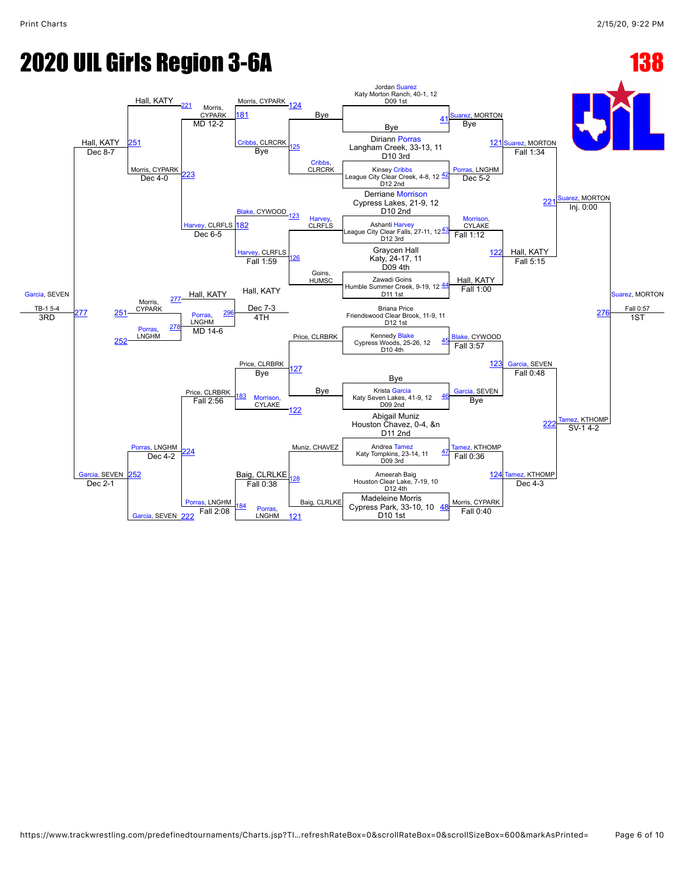# 2020 UIL Girls Region 3-6A

**138**

## Championship Bracket

**Seeds / First Round**

- Jordan Suarez, Katy Morton Ranch, 40-1, 12, D09 1st — vs Bye (41) → Suarez, MORTON (Bye)
- Diriann Porras, Langham Creek, 33-13, 11, D10 3rd vs Kinsey Cribbs, League City Clear Creek, 4-8, 12, D12 2nd (42) → Porras, LNGHM (Dec 5-2)
- Derriane Morrison, Cypress Lakes, 21-9, 12, D10 2nd vs Ashanti Harvey, League City Clear Falls, 27-11, 12, D12 3rd (43) → Morrison, CYLAKE (Fall 1:12)
- Graycen Hall, Katy, 24-17, 11, D09 4th vs Zawadi Goins, Humble Summer Creek, 9-19, 12, D11 1st (44) → Hall, KATY (Fall 1:00)
- Briana Price, Friendswood Clear Brook, 11-9, 11, D12 1st vs Kennedy Blake, Cypress Woods, 25-26, 12, D10 4th (45) → Blake, CYWOOD (Fall 3:57)
- Bye vs Krista Garcia, Katy Seven Lakes, 41-9, 12, D09 2nd (46) → Garcia, SEVEN (Bye)
- Abigail Muniz, Houston Chavez, 0-4, &n, D11 2nd vs Andrea Tamez, Katy Tompkins, 23-14, 11, D09 3rd (47) → Tamez, KTHOMP (Fall 0:36)
- Ameerah Baig, Houston Clear Lake, 7-19, 10, D12 4th vs Madeleine Morris, Cypress Park, 33-10, 10, D10 1st (48) → Morris, CYPARK (Fall 0:40)

**Quarterfinals**

- 121: Suarez, MORTON over Porras, LNGHM — Fall 1:34
- 122: Hall, KATY over Morrison, CYLAKE — Fall 5:15
- 123: Garcia, SEVEN over Blake, CYWOOD — Fall 0:48
- 124: Tamez, KTHOMP over Morris, CYPARK — Dec 4-3

**Semifinals**

- 221: Suarez, MORTON over Hall, KATY — Inj. 0:00
- 222: Tamez, KTHOMP over Garcia, SEVEN — SV-1 4-2

**Final**

- 276: Suarez, MORTON over Tamez, KTHOMP — Fall 0:57 — **1ST**

## Consolation Bracket

**Consolation Round 1**

- 125: Cribbs, CLRCRK vs Bye → Cribbs, CLRCRK (Bye)
- 126: Harvey, CLRFLS vs Goins, HUMSC → Harvey, CLRFLS (Fall 1:59)
- 127: Price, CLRBRK vs Bye → Price, CLRBRK (Bye)
- 128: Muniz, CHAVEZ vs Baig, CLRLKE → Baig, CLRLKE (Fall 0:38)

**Consolation Round 2**

- 181: Morris, CYPARK (124) vs Cribbs, CLRCRK → Morris, CYPARK (MD 12-2)
- 182: Blake, CYWOOD (123) vs Harvey, CLRFLS → Harvey, CLRFLS (Dec 6-5)
- 183: Price, CLRBRK vs Morrison, CYLAKE (122) → Price, CLRBRK (Fall 2:56)
- 184: Baig, CLRLKE vs Porras, LNGHM (121) → Porras, LNGHM (Fall 2:08)

**Consolation Semifinals**

- 223: Morris, CYPARK vs Harvey, CLRFLS → Morris, CYPARK (Dec 4-0)
- 224: Price, CLRBRK vs Porras, LNGHM → Porras, LNGHM (Dec 4-2)

**Consolation Finals**

- 251: Hall, KATY (221) vs Morris, CYPARK → Hall, KATY (Dec 8-7)
- 252: Porras, LNGHM vs Garcia, SEVEN (222) → Garcia, SEVEN (Dec 2-1)

**3rd Place**

- 277: Hall, KATY vs Garcia, SEVEN → Garcia, SEVEN (TB-1 5-4) — **3RD**

**Con. Semis (5th Place Bracket)**

- 278: Morris, CYPARK (251) vs Porras, LNGHM (252) → Porras, LNGHM (MD 14-6)

**4th Place**

- 296: Hall, KATY (277) vs Porras, LNGHM → Hall, KATY (Dec 7-3) — **4TH**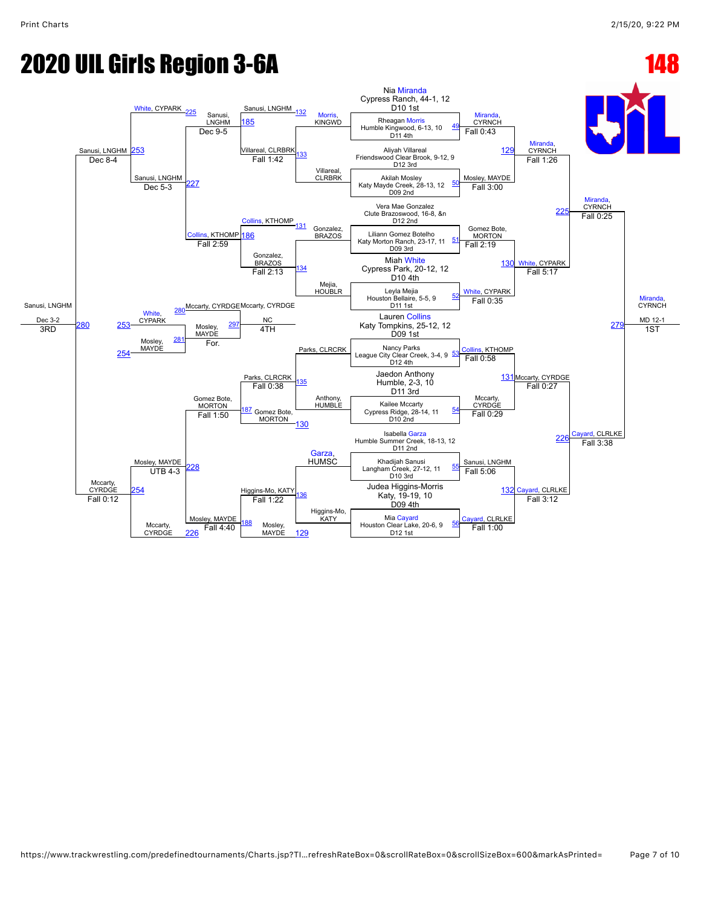# 2020 UIL Girls Region 3-6A

## 148

### Championship Bracket – First Round Entrants

- Nia Miranda, Cypress Ranch, 44-1, 12, D10 1st
- Rheagan Morris, Humble Kingwood, 6-13, 10, D11 4th (Bout 49)
- Aliyah Villareal, Friendswood Clear Brook, 9-12, 9, D12 3rd
- Akilah Mosley, Katy Mayde Creek, 28-13, 12, D09 2nd (Bout 50)
- Vera Mae Gonzalez, Clute Brazoswood, 16-8, &n, D12 2nd
- Liliann Gomez Botelho, Katy Morton Ranch, 23-17, 11, D09 3rd (Bout 51)
- Miah White, Cypress Park, 20-12, 12, D10 4th
- Leyla Mejia, Houston Bellaire, 5-5, 9, D11 1st (Bout 52)
- Lauren Collins, Katy Tompkins, 25-12, 12, D09 1st
- Nancy Parks, League City Clear Creek, 3-4, 9, D12 4th (Bout 53)
- Jaedon Anthony, Humble, 2-3, 10, D11 3rd
- Kailee Mccarty, Cypress Ridge, 28-14, 11, D10 2nd (Bout 54)
- Isabella Garza, Humble Summer Creek, 18-13, 12, D11 2nd
- Khadijah Sanusi, Langham Creek, 27-12, 11, D10 3rd (Bout 55)
- Judea Higgins-Morris, Katy, 19-19, 10, D09 4th
- Mia Cayard, Houston Clear Lake, 20-6, 9, D12 1st (Bout 56)

### Championship Bracket Results

| Bout | Winner | Result |
|---|---|---|
| 49 | Miranda, CYRNCH | Fall 0:43 |
| 50 | Mosley, MAYDE | Fall 3:00 |
| 51 | Gomez Bote, MORTON | Fall 2:19 |
| 52 | White, CYPARK | Fall 0:35 |
| 53 | Collins, KTHOMP | Fall 0:58 |
| 54 | Mccarty, CYRDGE | Fall 0:29 |
| 55 | Sanusi, LNGHM | Fall 5:06 |
| 56 | Cayard, CLRLKE | Fall 1:00 |
| 129 | Miranda, CYRNCH | Fall 1:26 |
| 130 | White, CYPARK | Fall 5:17 |
| 131 | Mccarty, CYRDGE | Fall 0:27 |
| 132 | Cayard, CLRLKE | Fall 3:12 |
| 225 | Miranda, CYRNCH | Fall 0:25 |
| 226 | Cayard, CLRLKE | Fall 3:38 |
| 279 | Miranda, CYRNCH | MD 12-1 (1ST) |

### Consolation Bracket Results

| Bout | Competitors | Winner | Result |
|---|---|---|---|
| 132 | Sanusi, LNGHM vs Morris, KINGWD | Sanusi, LNGHM | |
| 133 | Villareal, CLRBRK vs Villareal, CLRBRK (bye) | Villareal, CLRBRK | Fall 1:42 |
| 131 | Collins, KTHOMP vs Gonzalez, BRAZOS | Collins, KTHOMP | |
| 134 | Gonzalez, BRAZOS vs Mejia, HOUBLR | Gonzalez, BRAZOS | Fall 2:13 |
| 135 | Parks, CLRCRK vs Anthony, HUMBLE | Parks, CLRCRK | Fall 0:38 |
| 130 | Gomez Bote, MORTON vs Anthony, HUMBLE | Gomez Bote, MORTON | |
| 136 | Higgins-Mo, KATY vs Garza, HUMSC | Higgins-Mo, KATY | Fall 1:22 |
| 129 | Mosley, MAYDE vs Higgins-Mo, KATY | Mosley, MAYDE | |
| 185 | Sanusi, LNGHM vs Villareal, CLRBRK | Sanusi, LNGHM | Dec 9-5 |
| 186 | Collins, KTHOMP vs Gonzalez, BRAZOS | Collins, KTHOMP | Fall 2:59 |
| 187 | Gomez Bote, MORTON vs Parks, CLRCRK | Gomez Bote, MORTON | Fall 1:50 |
| 188 | Mosley, MAYDE vs Mosley, MAYDE | Mosley, MAYDE | Fall 4:40 |
| 225 | White, CYPARK vs Sanusi, LNGHM | | |
| 227 | Sanusi, LNGHM vs Collins, KTHOMP | Sanusi, LNGHM | Dec 5-3 |
| 228 | Mosley, MAYDE vs Gomez Bote, MORTON | Mosley, MAYDE | UTB 4-3 |
| 226 | Mccarty, CYRDGE vs Mosley, MAYDE | | |
| 253 | White, CYPARK vs Sanusi, LNGHM | Sanusi, LNGHM | Dec 8-4 |
| 254 | Mosley, MAYDE vs Mccarty, CYRDGE | Mccarty, CYRDGE | Fall 0:12 |
| 280 | Sanusi, LNGHM vs Mccarty, CYRDGE | Sanusi, LNGHM | Dec 3-2 (3RD) |
| 281 | White, CYPARK vs Mosley, MAYDE | Mosley, MAYDE | For. |
| 297 | Mccarty, CYRDGE vs Mosley, MAYDE | Mccarty, CYRDGE | NC (4TH) |

### Final Placings

- 1ST: Miranda, CYRNCH
- 2ND: Cayard, CLRLKE
- 3RD: Sanusi, LNGHM
- 4TH: Mccarty, CYRDGE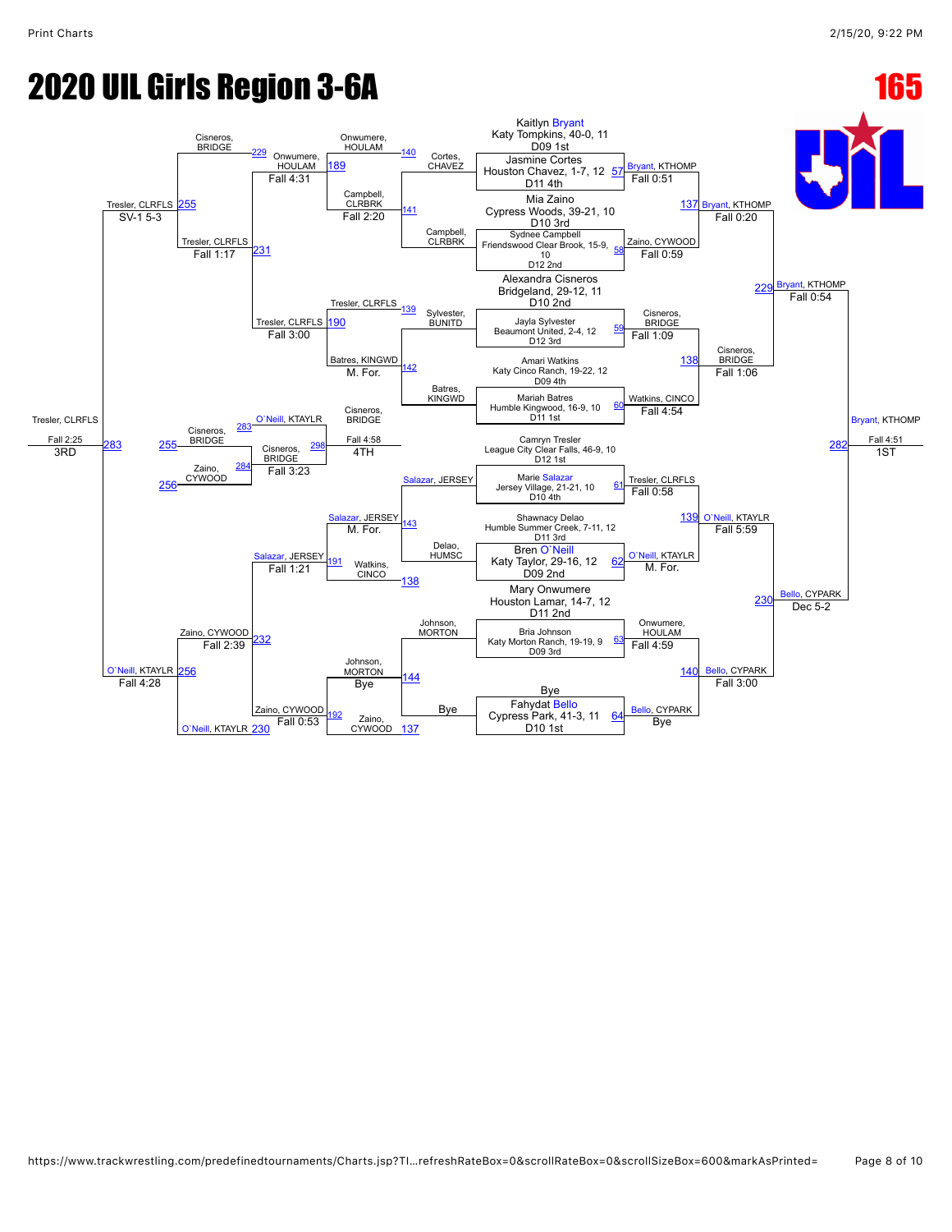# 2020 UIL Girls Region 3-6A

## 165

### Championship Bracket

**First Round**

| Match | Wrestler | Opponent | Winner | Result |
|---|---|---|---|---|
| 57 | Kaitlyn Bryant, Katy Tompkins, 40-0, 11, D09 1st | Jasmine Cortes, Houston Chavez, 1-7, 12, D11 4th | Bryant, KTHOMP | Fall 0:51 |
| 58 | Mia Zaino, Cypress Woods, 39-21, 10, D10 3rd | Sydnee Campbell, Friendswood Clear Brook, 15-9, 10, D12 2nd | Zaino, CYWOOD | Fall 0:59 |
| 59 | Alexandra Cisneros, Bridgeland, 29-12, 11, D10 2nd | Jayla Sylvester, Beaumont United, 2-4, 12, D12 3rd | Cisneros, BRIDGE | Fall 1:09 |
| 60 | Amari Watkins, Katy Cinco Ranch, 19-22, 12, D09 4th | Mariah Batres, Humble Kingwood, 16-9, 10, D11 1st | Watkins, CINCO | Fall 4:54 |
| 61 | Camryn Tresler, League City Clear Falls, 46-9, 10, D12 1st | Marie Salazar, Jersey Village, 21-21, 10, D10 4th | Tresler, CLRFLS | Fall 0:58 |
| 62 | Shawnacy Delao, Humble Summer Creek, 7-11, 12, D11 3rd | Bren O`Neill, Katy Taylor, 29-16, 12, D09 2nd | O`Neill, KTAYLR | M. For. |
| 63 | Mary Onwumere, Houston Lamar, 14-7, 12, D11 2nd | Bria Johnson, Katy Morton Ranch, 19-19, 9, D09 3rd | Onwumere, HOULAM | Fall 4:59 |
| 64 | Bye | Fahydat Bello, Cypress Park, 41-3, 11, D10 1st | Bello, CYPARK | Bye |

**Quarterfinals**

| Match | Winner | Result |
|---|---|---|
| 137 | Bryant, KTHOMP | Fall 0:20 |
| 138 | Cisneros, BRIDGE | Fall 1:06 |
| 139 | O`Neill, KTAYLR | Fall 5:59 |
| 140 | Bello, CYPARK | Fall 3:00 |

**Semifinals**

| Match | Winner | Result |
|---|---|---|
| 229 | Bryant, KTHOMP | Fall 0:54 |
| 230 | Bello, CYPARK | Dec 5-2 |

**Final**

| Match | Winner | Result | Place |
|---|---|---|---|
| 282 | Bryant, KTHOMP | Fall 4:51 | 1ST |

### Consolation Bracket

**Consolation Round 1**

| Match | Wrestlers | Winner | Result |
|---|---|---|---|
| 141 | Cortes, CHAVEZ vs Campbell, CLRBRK | Campbell, CLRBRK | Fall 2:20 |
| 142 | Sylvester, BUNITD vs Batres, KINGWD | Batres, KINGWD | M. For. |
| 143 | Salazar, JERSEY vs Delao, HUMSC | Salazar, JERSEY | M. For. |
| 144 | Johnson, MORTON vs Bye | Johnson, MORTON | Bye |

**Consolation Round 2**

| Match | Wrestlers | Winner | Result |
|---|---|---|---|
| 189 | Onwumere, HOULAM vs Campbell, CLRBRK | Onwumere, HOULAM | Fall 4:31 |
| 190 | Tresler, CLRFLS vs Batres, KINGWD | Tresler, CLRFLS | Fall 3:00 |
| 191 | Salazar, JERSEY vs Watkins, CINCO | Salazar, JERSEY | Fall 1:21 |
| 192 | Johnson, MORTON vs Zaino, CYWOOD | Zaino, CYWOOD | Fall 0:53 |

**Consolation Quarterfinals**

| Match | Wrestlers | Winner | Result |
|---|---|---|---|
| 231 | Cisneros, BRIDGE vs Onwumere, HOULAM | Tresler, CLRFLS | Fall 1:17 |
| 232 | Salazar, JERSEY vs O`Neill, KTAYLR | Zaino, CYWOOD | Fall 2:39 |

**Consolation Semifinals**

| Match | Wrestlers | Winner | Result |
|---|---|---|---|
| 255 | Cisneros, BRIDGE vs Tresler, CLRFLS | Tresler, CLRFLS | SV-1 5-3 |
| 256 | Zaino, CYWOOD vs O`Neill, KTAYLR | O`Neill, KTAYLR | Fall 4:28 |

**3rd Place**

| Match | Winner | Result | Place |
|---|---|---|---|
| 283 | Tresler, CLRFLS | Fall 2:25 | 3RD |

**Consolation Place Matches**

| Match | Wrestlers | Winner | Result |
|---|---|---|---|
| 284 | Cisneros, BRIDGE (255) vs Zaino, CYWOOD (256) | Cisneros, BRIDGE | Fall 3:23 |
| 298 | Cisneros, BRIDGE vs O`Neill, KTAYLR (283) | Cisneros, BRIDGE | Fall 4:58 |

4TH: Cisneros, BRIDGE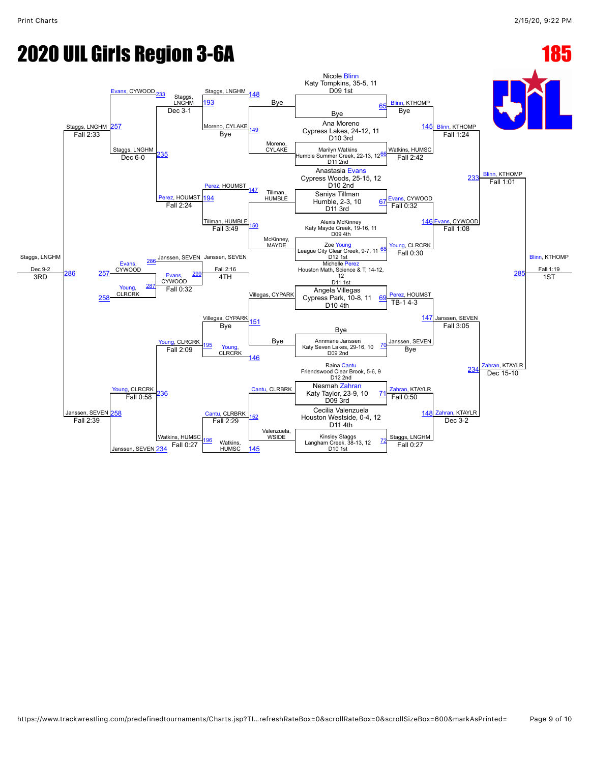# 2020 UIL Girls Region 3-6A

## 185

### Seeds

- Nicole Blinn, Katy Tompkins, 35-5, 11, D09 1st
- Bye
- Ana Moreno, Cypress Lakes, 24-12, 11, D10 3rd
- Marilyn Watkins, Humble Summer Creek, 22-13, 12, D11 2nd
- Anastasia Evans, Cypress Woods, 25-15, 12, D10 2nd
- Saniya Tillman, Humble, 2-3, 10, D11 3rd
- Alexis McKinney, Katy Mayde Creek, 19-16, 11, D09 4th
- Zoe Young, League City Clear Creek, 9-7, 11, D12 1st
- Michelle Perez, Houston Math, Science & T, 14-12, 12, D11 1st
- Angela Villegas, Cypress Park, 10-8, 11, D10 4th
- Bye
- Annmarie Janssen, Katy Seven Lakes, 29-16, 10, D09 2nd
- Raina Cantu, Friendswood Clear Brook, 5-6, 9, D12 2nd
- Nesmah Zahran, Katy Taylor, 23-9, 10, D09 3rd
- Cecilia Valenzuela, Houston Westside, 0-4, 12, D11 4th
- Kinsley Staggs, Langham Creek, 38-13, 12, D10 1st

### Championship Bracket

| Match | Result |
| --- | --- |
| 65 | Blinn, KTHOMP — Bye |
| 66 | Watkins, HUMSC — Fall 2:42 |
| 67 | Evans, CYWOOD — Fall 0:32 |
| 68 | Young, CLRCRK — Fall 0:30 |
| 69 | Perez, HOUMST — TB-1 4-3 |
| 70 | Janssen, SEVEN — Bye |
| 71 | Zahran, KTAYLR — Fall 0:50 |
| 72 | Staggs, LNGHM — Fall 0:27 |
| 145 | Blinn, KTHOMP — Fall 1:24 |
| 146 | Evans, CYWOOD — Fall 1:08 |
| 147 | Janssen, SEVEN — Fall 3:05 |
| 148 | Zahran, KTAYLR — Dec 3-2 |
| 233 | Blinn, KTHOMP — Fall 1:01 |
| 234 | Zahran, KTAYLR — Dec 15-10 |
| 285 | Blinn, KTHOMP — Fall 1:19 — 1ST |

### Consolation Bracket

| Match | Result |
| --- | --- |
| 149 | Moreno, CYLAKE — Bye (vs Bye) |
| 150 | Tillman, HUMBLE — Fall 3:49 (Tillman, HUMBLE vs McKinney, MAYDE) |
| 151 | Villegas, CYPARK — Bye (vs Bye) |
| 152 | Cantu, CLRBRK — Fall 2:29 (Cantu, CLRBRK vs Valenzuela, WSIDE) |
| 193 | Staggs, LNGHM — Bye (Staggs, LNGHM vs Moreno, CYLAKE) |
| 194 | Perez, HOUMST — Fall 2:24 (Perez, HOUMST vs Tillman, HUMBLE) |
| 195 | Young, CLRCRK — Fall 2:09 (Villegas, CYPARK vs Young, CLRCRK) |
| 196 | Watkins, HUMSC — Fall 0:27 (Cantu, CLRBRK vs Watkins, HUMSC) |
| 235 | Staggs, LNGHM — Dec 6-0 (Evans, CYWOOD vs Staggs, LNGHM) |
| 236 | Young, CLRCRK — Fall 0:58 (Young, CLRCRK vs Janssen, SEVEN) |
| 257 | Staggs, LNGHM — Fall 2:33 (Evans, CYWOOD vs Staggs, LNGHM; Staggs, LNGHM Dec 3-1) |
| 258 | Janssen, SEVEN — Fall 2:39 (Young, CLRCRK vs Janssen, SEVEN) |
| 286 | Staggs, LNGHM — Dec 9-2 — 3RD |
| 287 | Evans, CYWOOD vs Young, CLRCRK |
| 299 | Janssen, SEVEN — Fall 2:16 — 4TH (Janssen, SEVEN vs Evans, CYWOOD; Evans, CYWOOD Fall 0:32) |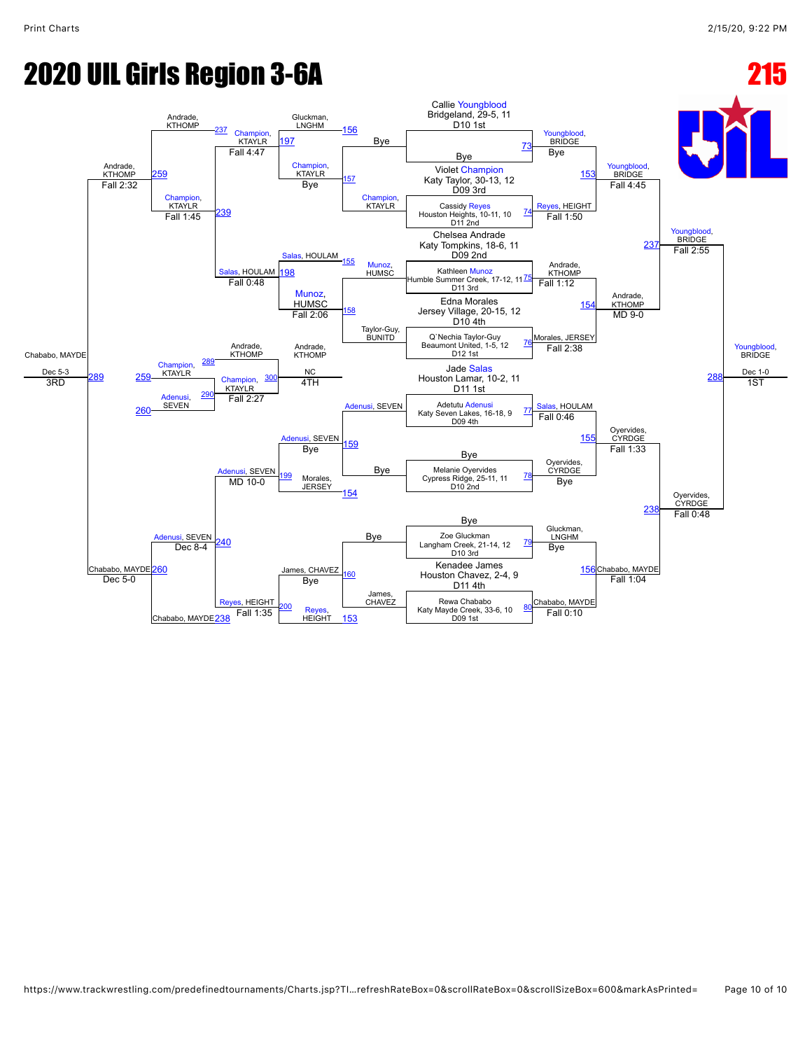# 2020 UIL Girls Region 3-6A

**215**

Callie Youngblood
Bridgeland, 29-5, 11
D10 1st

Bye

73
Youngblood, BRIDGE
Bye

Violet Champion
Katy Taylor, 30-13, 12
D09 3rd

Cassidy Reyes
Houston Heights, 10-11, 10
D11 2nd

74
Reyes, HEIGHT
Fall 1:50

153
Youngblood, BRIDGE
Fall 4:45

Chelsea Andrade
Katy Tompkins, 18-6, 11
D09 2nd

Kathleen Munoz
Humble Summer Creek, 17-12, 11
D11 3rd

75
Andrade, KTHOMP
Fall 1:12

Edna Morales
Jersey Village, 20-15, 12
D10 4th

Q`Nechia Taylor-Guy
Beaumont United, 1-5, 12
D12 1st

76
Morales, JERSEY
Fall 2:38

154
Andrade, KTHOMP
MD 9-0

237
Youngblood, BRIDGE
Fall 2:55

Jade Salas
Houston Lamar, 10-2, 11
D11 1st

Adetutu Adenusi
Katy Seven Lakes, 16-18, 9
D09 4th

77
Salas, HOULAM
Fall 0:46

Bye

Melanie Oyervides
Cypress Ridge, 25-11, 11
D10 2nd

78
Oyervides, CYRDGE
Bye

155
Oyervides, CYRDGE
Fall 1:33

Bye

Zoe Gluckman
Langham Creek, 21-14, 12
D10 3rd

79
Gluckman, LNGHM
Bye

Kenadee James
Houston Chavez, 2-4, 9
D11 4th

Rewa Chababo
Katy Mayde Creek, 33-6, 10
D09 1st

80
Chababo, MAYDE
Fall 0:10

156
Chababo, MAYDE
Fall 1:04

238
Oyervides, CYRDGE
Fall 0:48

288
Youngblood, BRIDGE
Dec 1-0
1ST

## Consolation

156 Gluckman, LNGHM — Bye
157 Champion, KTAYLR — Bye
155 Salas, HOULAM
158 Taylor-Guy, BUNITD
154 Morales, JERSEY
159 Adenusi, SEVEN — Bye
160 James, CHAVEZ — Bye
153 Reyes, HEIGHT

157: Champion, KTAYLR
158: Munoz, HUMSC
159: Adenusi, SEVEN
160: James, CHAVEZ

197: Champion, KTAYLR — Bye
198: Munoz, HUMSC — Fall 2:06
199: Adenusi, SEVEN — Bye
200: Reyes, HEIGHT

237: Andrade, KTHOMP
239: Salas, HOULAM
240: Chababo, MAYDE

237 Champion, KTAYLR — Fall 4:47 (197)
239 Champion, KTAYLR — Fall 1:45
198 Salas, HOULAM — Fall 0:48
199 Adenusi, SEVEN — MD 10-0
240 Adenusi, SEVEN — Dec 8-4
200 Reyes, HEIGHT — Fall 1:35

259 Andrade, KTHOMP — Fall 2:32
260 Chababo, MAYDE — Dec 5-0

289 Champion, KTAYLR
290 Adenusi, SEVEN
300 Champion, KTAYLR — Fall 2:27

289 Chababo, MAYDE — Dec 5-3 — 3RD

Andrade, KTHOMP — NC — 4TH